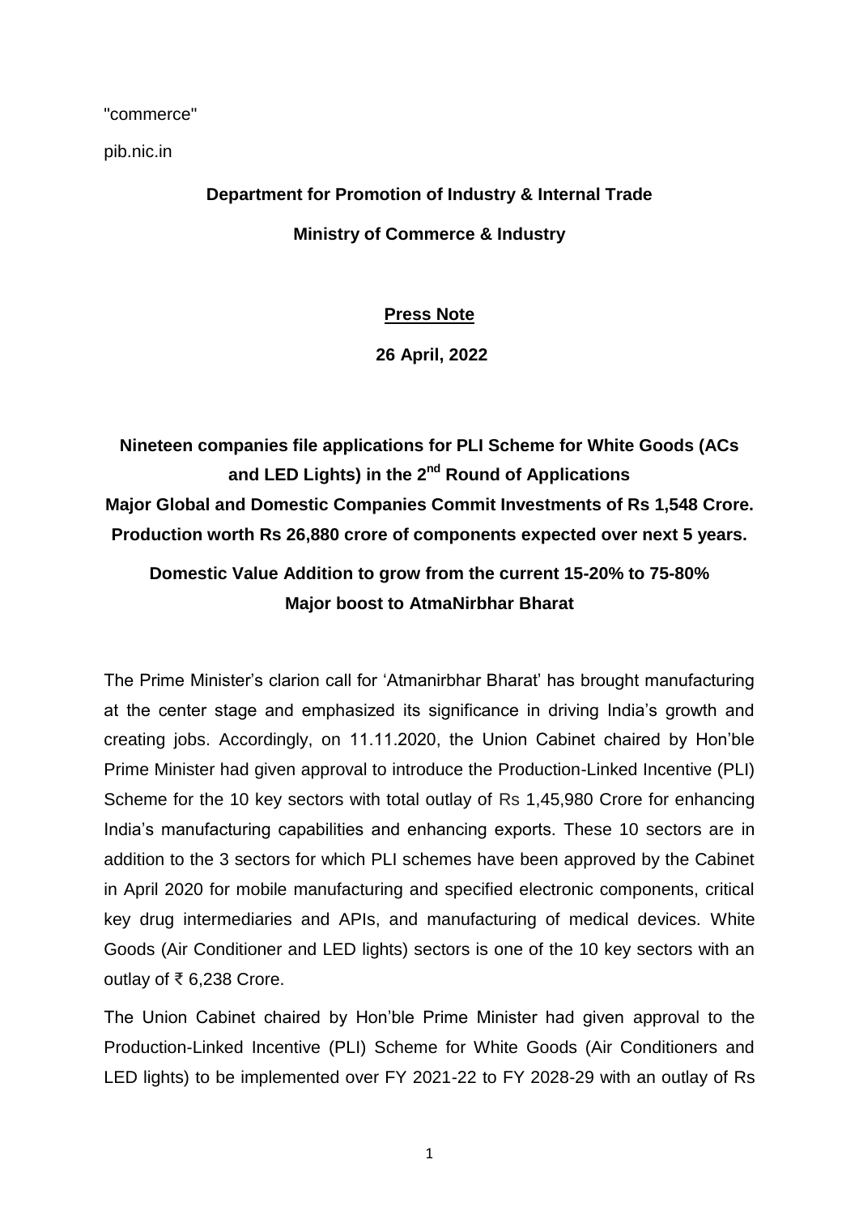"commerce"

pib.nic.in

**Department for Promotion of Industry & Internal Trade**

**Ministry of Commerce & Industry**

**Press Note**

**26 April, 2022**

# Nineteen companies file applications for PLI Scheme for White Goods (ACs and LED Lights) in the 2nd Round of Applications

**Major Global and Domestic Companies Commit Investments of Rs 1,548 Crore.**

**Production worth Rs 26,880 crore of components expected over next 5 years.**

## Domestic Value Addition to grow from the current 15-20% to 75-80%

**Major boost to AtmaNirbhar Bharat**

The Prime Minister's clarion call for 'Atmanirbhar Bharat' has brought manufacturing at the center stage and emphasized its significance in driving India's growth and creating jobs. Accordingly, on 11.11.2020, the Union Cabinet chaired by Hon'ble Prime Minister had given approval to introduce the Production-Linked Incentive (PLI) Scheme for the 10 key sectors with total outlay of Rs 1,45,980 Crore for enhancing India's manufacturing capabilities and enhancing exports. These 10 sectors are in addition to the 3 sectors for which PLI schemes have been approved by the Cabinet in April 2020 for mobile manufacturing and specified electronic components, critical key drug intermediaries and APIs, and manufacturing of medical devices. White Goods (Air Conditioner and LED lights) sectors is one of the 10 key sectors with an outlay of ₹ 6,238 Crore.

The Union Cabinet chaired by Hon'ble Prime Minister had given approval to the Production-Linked Incentive (PLI) Scheme for White Goods (Air Conditioners and LED lights) to be implemented over FY 2021-22 to FY 2028-29 with an outlay of Rs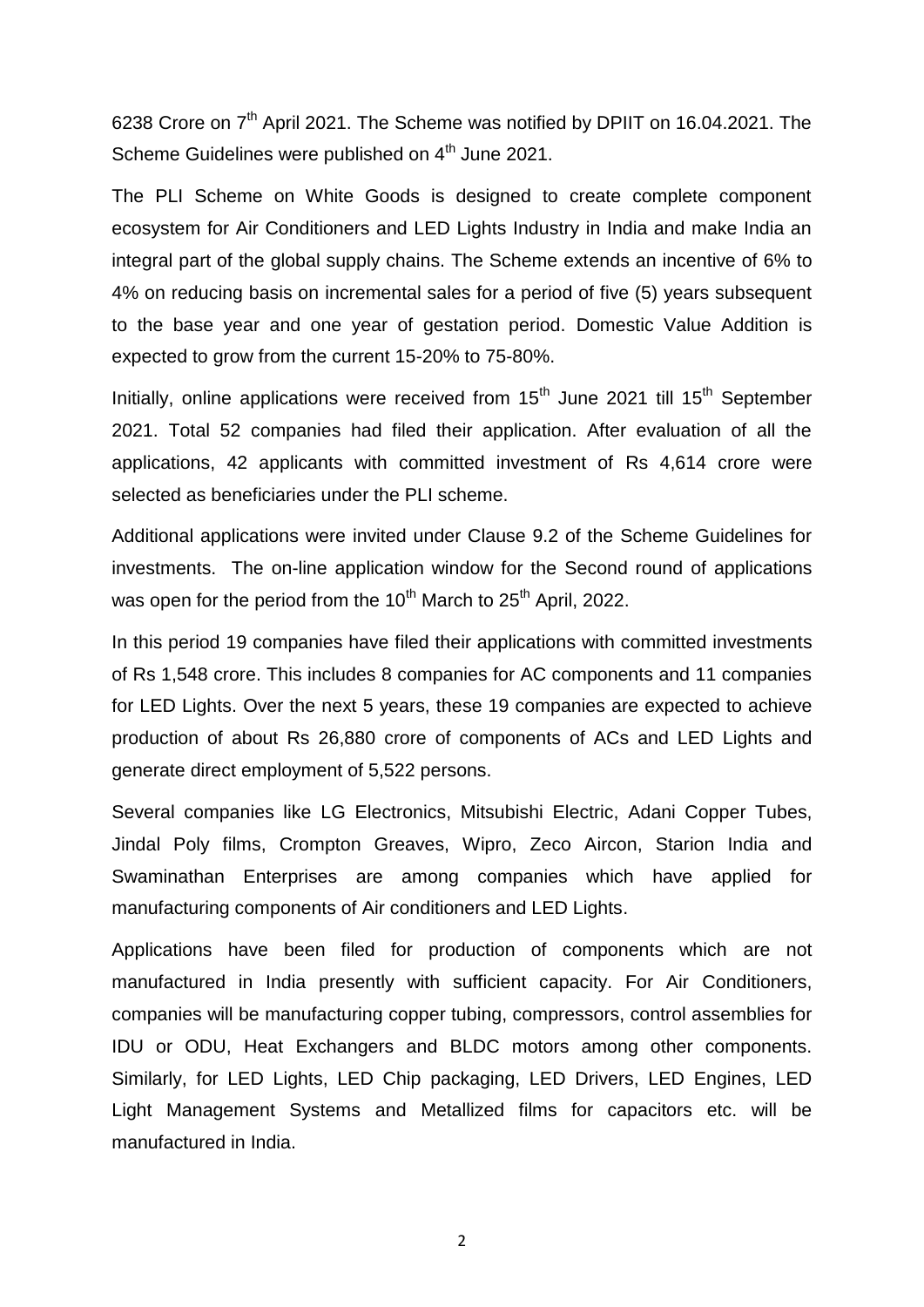6238 Crore on 7th April 2021. The Scheme was notified by DPIIT on 16.04.2021. The Scheme Guidelines were published on 4th June 2021.

The PLI Scheme on White Goods is designed to create complete component ecosystem for Air Conditioners and LED Lights Industry in India and make India an integral part of the global supply chains. The Scheme extends an incentive of 6% to 4% on reducing basis on incremental sales for a period of five (5) years subsequent to the base year and one year of gestation period. Domestic Value Addition is expected to grow from the current 15-20% to 75-80%.

Initially, online applications were received from 15th June 2021 till 15th September 2021. Total 52 companies had filed their application. After evaluation of all the applications, 42 applicants with committed investment of Rs 4,614 crore were selected as beneficiaries under the PLI scheme.

Additional applications were invited under Clause 9.2 of the Scheme Guidelines for investments. The on-line application window for the Second round of applications was open for the period from the 10th March to 25th April, 2022.

In this period 19 companies have filed their applications with committed investments of Rs 1,548 crore. This includes 8 companies for AC components and 11 companies for LED Lights. Over the next 5 years, these 19 companies are expected to achieve production of about Rs 26,880 crore of components of ACs and LED Lights and generate direct employment of 5,522 persons.

Several companies like LG Electronics, Mitsubishi Electric, Adani Copper Tubes, Jindal Poly films, Crompton Greaves, Wipro, Zeco Aircon, Starion India and Swaminathan Enterprises are among companies which have applied for manufacturing components of Air conditioners and LED Lights.

Applications have been filed for production of components which are not manufactured in India presently with sufficient capacity. For Air Conditioners, companies will be manufacturing copper tubing, compressors, control assemblies for IDU or ODU, Heat Exchangers and BLDC motors among other components. Similarly, for LED Lights, LED Chip packaging, LED Drivers, LED Engines, LED Light Management Systems and Metallized films for capacitors etc. will be manufactured in India.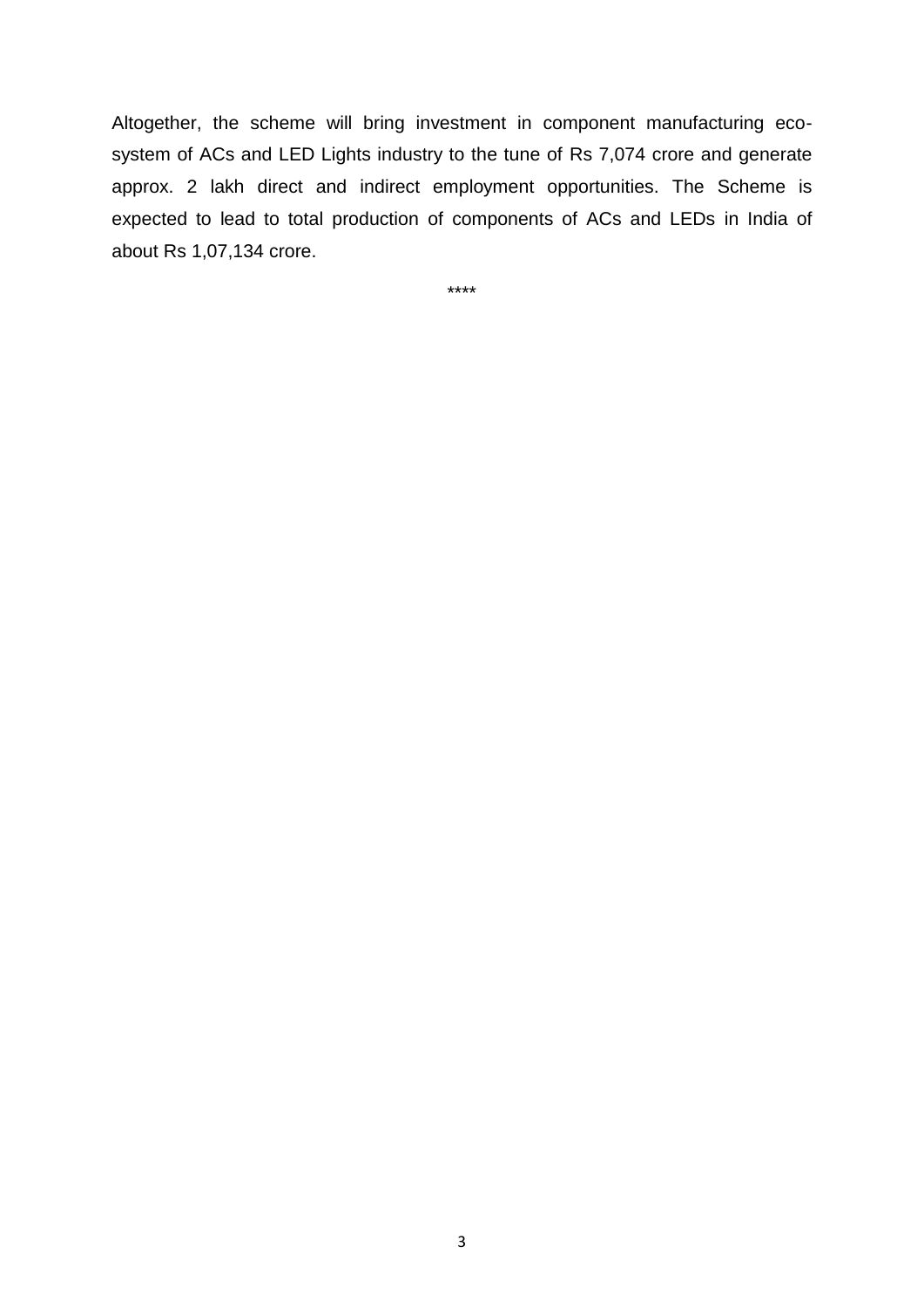Altogether, the scheme will bring investment in component manufacturing eco-system of ACs and LED Lights industry to the tune of Rs 7,074 crore and generate approx. 2 lakh direct and indirect employment opportunities. The Scheme is expected to lead to total production of components of ACs and LEDs in India of about Rs 1,07,134 crore.

****